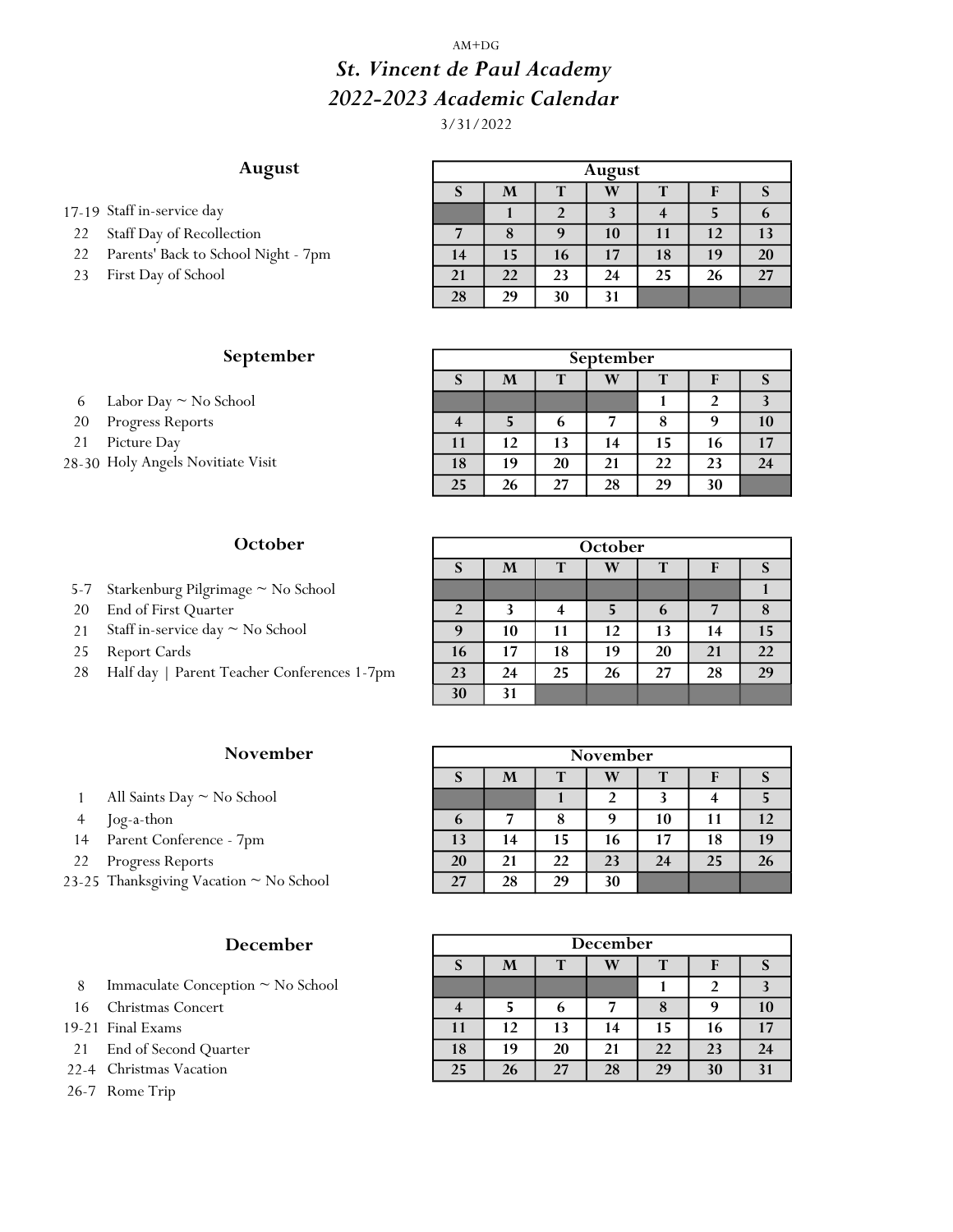AM+DG

# *St. Vincent de Paul Academy*
# *2022-2023 Academic Calendar*

3/31/2022

## August

- 17-19 Staff in-service day
- 22 Staff Day of Recollection
- 22 Parents' Back to School Night - 7pm
- 23 First Day of School

| August | | | | | | |
|---|---|---|---|---|---|---|
| S | M | T | W | T | F | S |
| | 1 | 2 | 3 | 4 | 5 | 6 |
| 7 | 8 | 9 | 10 | 11 | 12 | 13 |
| 14 | 15 | 16 | 17 | 18 | 19 | 20 |
| 21 | 22 | 23 | 24 | 25 | 26 | 27 |
| 28 | 29 | 30 | 31 | | | |

## September

- 6 Labor Day ~ No School
- 20 Progress Reports
- 21 Picture Day
- 28-30 Holy Angels Novitiate Visit

| September | | | | | | |
|---|---|---|---|---|---|---|
| S | M | T | W | T | F | S |
| | | | | 1 | 2 | 3 |
| 4 | 5 | 6 | 7 | 8 | 9 | 10 |
| 11 | 12 | 13 | 14 | 15 | 16 | 17 |
| 18 | 19 | 20 | 21 | 22 | 23 | 24 |
| 25 | 26 | 27 | 28 | 29 | 30 | |

## October

- 5-7 Starkenburg Pilgrimage ~ No School
- 20 End of First Quarter
- 21 Staff in-service day ~ No School
- 25 Report Cards
- 28 Half day | Parent Teacher Conferences 1-7pm

| October | | | | | | |
|---|---|---|---|---|---|---|
| S | M | T | W | T | F | S |
| | | | | | | 1 |
| 2 | 3 | 4 | 5 | 6 | 7 | 8 |
| 9 | 10 | 11 | 12 | 13 | 14 | 15 |
| 16 | 17 | 18 | 19 | 20 | 21 | 22 |
| 23 | 24 | 25 | 26 | 27 | 28 | 29 |
| 30 | 31 | | | | | |

## November

- 1 All Saints Day ~ No School
- 4 Jog-a-thon
- 14 Parent Conference - 7pm
- 22 Progress Reports
- 23-25 Thanksgiving Vacation ~ No School

| November | | | | | | |
|---|---|---|---|---|---|---|
| S | M | T | W | T | F | S |
| | | 1 | 2 | 3 | 4 | 5 |
| 6 | 7 | 8 | 9 | 10 | 11 | 12 |
| 13 | 14 | 15 | 16 | 17 | 18 | 19 |
| 20 | 21 | 22 | 23 | 24 | 25 | 26 |
| 27 | 28 | 29 | 30 | | | |

## December

- 8 Immaculate Conception ~ No School
- 16 Christmas Concert
- 19-21 Final Exams
- 21 End of Second Quarter
- 22-4 Christmas Vacation
- 26-7 Rome Trip

| December | | | | | | |
|---|---|---|---|---|---|---|
| S | M | T | W | T | F | S |
| | | | | 1 | 2 | 3 |
| 4 | 5 | 6 | 7 | 8 | 9 | 10 |
| 11 | 12 | 13 | 14 | 15 | 16 | 17 |
| 18 | 19 | 20 | 21 | 22 | 23 | 24 |
| 25 | 26 | 27 | 28 | 29 | 30 | 31 |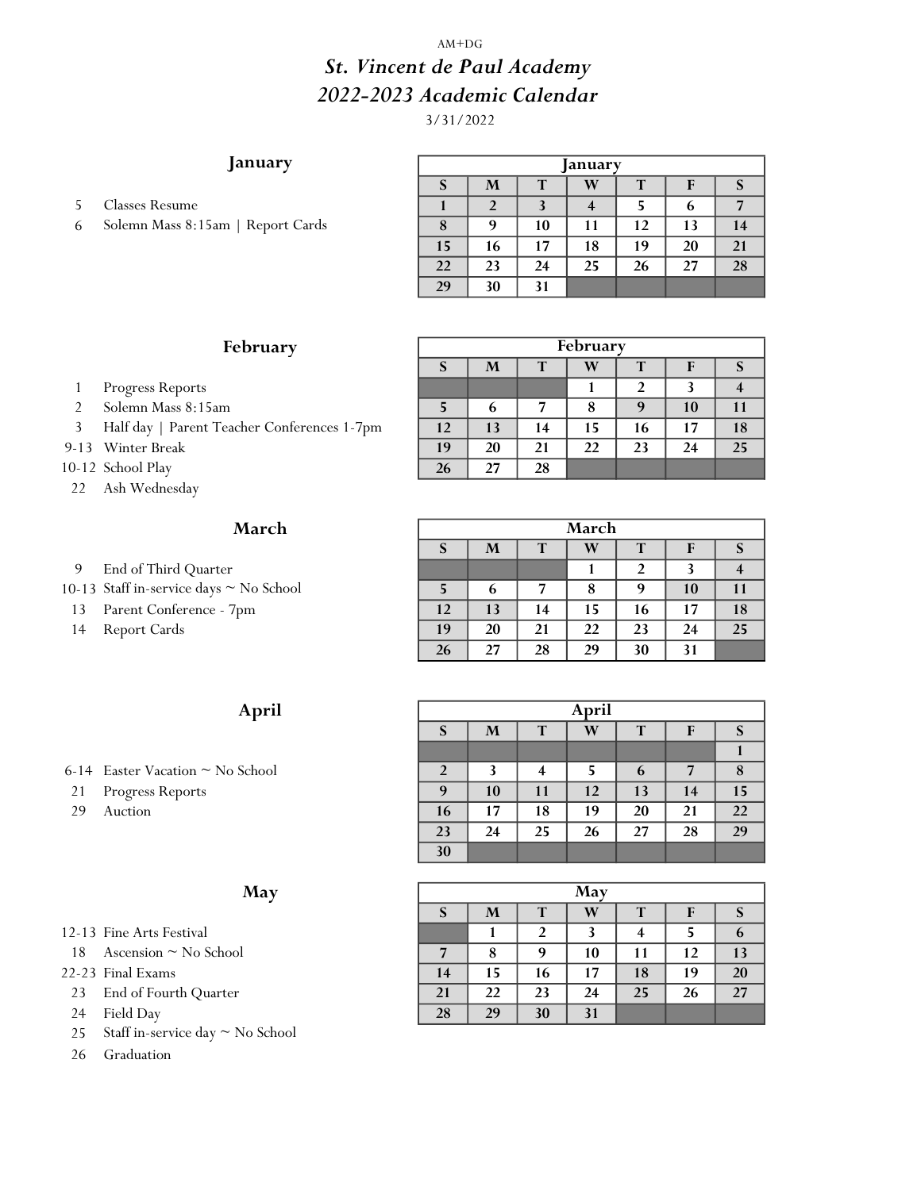AM+DG

# *St. Vincent de Paul Academy*
# *2022-2023 Academic Calendar*

3/31/2022

## January

5 Classes Resume
6 Solemn Mass 8:15am | Report Cards

| January | | | | | | |
|---|---|---|---|---|---|---|
| S | M | T | W | T | F | S |
| 1 | 2 | 3 | 4 | 5 | 6 | 7 |
| 8 | 9 | 10 | 11 | 12 | 13 | 14 |
| 15 | 16 | 17 | 18 | 19 | 20 | 21 |
| 22 | 23 | 24 | 25 | 26 | 27 | 28 |
| 29 | 30 | 31 | | | | |

## February

1 Progress Reports
2 Solemn Mass 8:15am
3 Half day | Parent Teacher Conferences 1-7pm
9-13 Winter Break
10-12 School Play
22 Ash Wednesday

| February | | | | | | |
|---|---|---|---|---|---|---|
| S | M | T | W | T | F | S |
| | | | 1 | 2 | 3 | 4 |
| 5 | 6 | 7 | 8 | 9 | 10 | 11 |
| 12 | 13 | 14 | 15 | 16 | 17 | 18 |
| 19 | 20 | 21 | 22 | 23 | 24 | 25 |
| 26 | 27 | 28 | | | | |

## March

9 End of Third Quarter
10-13 Staff in-service days ~ No School
13 Parent Conference - 7pm
14 Report Cards

| March | | | | | | |
|---|---|---|---|---|---|---|
| S | M | T | W | T | F | S |
| | | | 1 | 2 | 3 | 4 |
| 5 | 6 | 7 | 8 | 9 | 10 | 11 |
| 12 | 13 | 14 | 15 | 16 | 17 | 18 |
| 19 | 20 | 21 | 22 | 23 | 24 | 25 |
| 26 | 27 | 28 | 29 | 30 | 31 | |

## April

6-14 Easter Vacation ~ No School
21 Progress Reports
29 Auction

| April | | | | | | |
|---|---|---|---|---|---|---|
| S | M | T | W | T | F | S |
| | | | | | | 1 |
| 2 | 3 | 4 | 5 | 6 | 7 | 8 |
| 9 | 10 | 11 | 12 | 13 | 14 | 15 |
| 16 | 17 | 18 | 19 | 20 | 21 | 22 |
| 23 | 24 | 25 | 26 | 27 | 28 | 29 |
| 30 | | | | | | |

## May

12-13 Fine Arts Festival
18 Ascension ~ No School
22-23 Final Exams
23 End of Fourth Quarter
24 Field Day
25 Staff in-service day ~ No School
26 Graduation

| May | | | | | | |
|---|---|---|---|---|---|---|
| S | M | T | W | T | F | S |
| | 1 | 2 | 3 | 4 | 5 | 6 |
| 7 | 8 | 9 | 10 | 11 | 12 | 13 |
| 14 | 15 | 16 | 17 | 18 | 19 | 20 |
| 21 | 22 | 23 | 24 | 25 | 26 | 27 |
| 28 | 29 | 30 | 31 | | | |